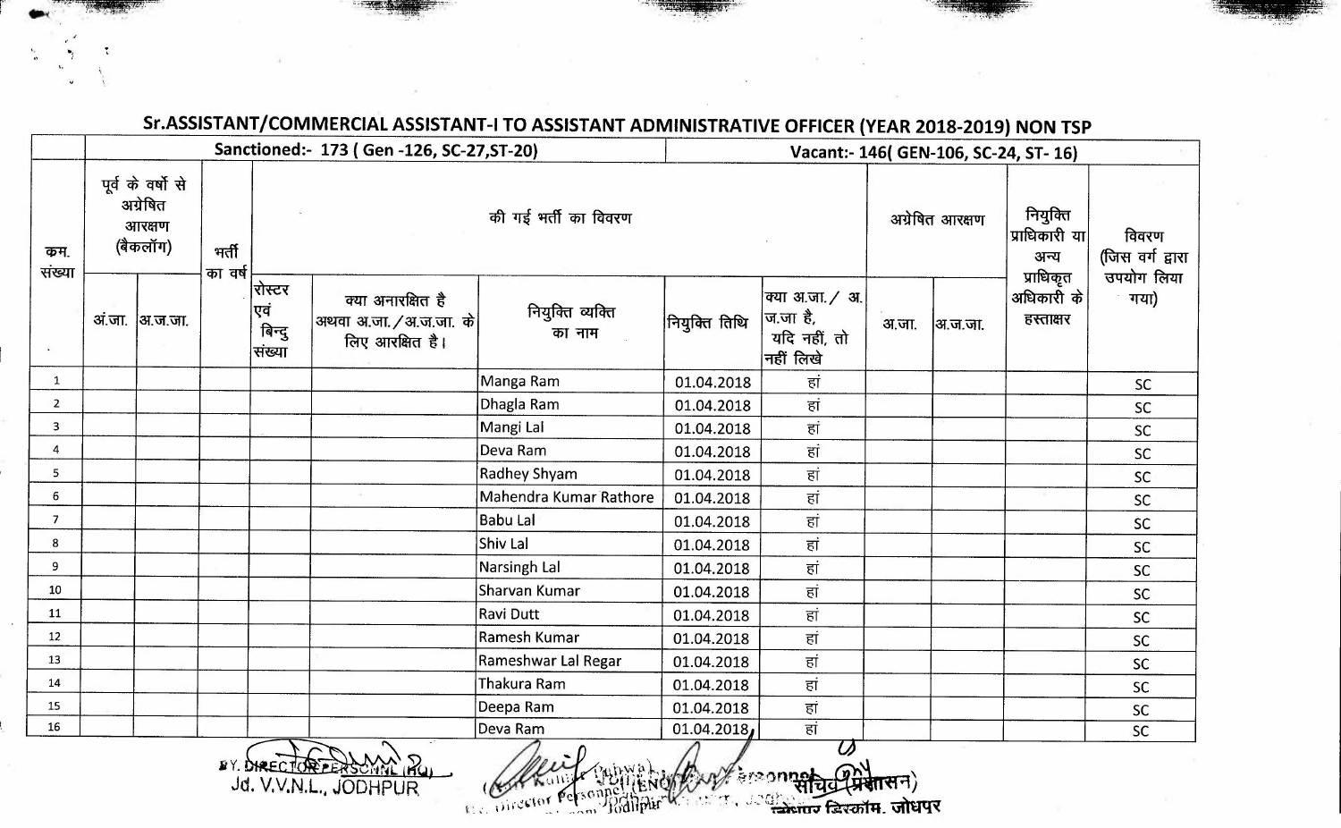# Sr.ASSISTANT/COMMERCIAL ASSISTANT-I TO ASSISTANT ADMINISTRATIVE OFFICER (YEAR 2018-2019) NON TSP

| | Sanctioned:- 173 ( Gen -126, SC-27,ST-20) | | | | | | Vacant:- 146( GEN-106, SC-24, ST- 16) | | | | | |
|---|---|---|---|---|---|---|---|---|---|---|---|---|
| क्रम. संख्या | पूर्व के वर्षो से अग्रेषित आरक्षण (बैकलॉग) | | भर्ती का वर्ष | की गई भर्ती का विवरण | | | | | अग्रेषित आरक्षण | | नियुक्ति प्राधिकारी या अन्य प्राधिकृत अधिकारी के हस्ताक्षर | विवरण (जिस वर्ग द्वारा उपयोग लिया गया) |
| | अं.जा. | अ.ज.जा. | | रोस्टर एवं बिन्दु संख्या | क्या अनारक्षित है अथवा अ.जा./अ.ज.जा. के लिए आरक्षित है। | नियुक्ति व्यक्ति का नाम | नियुक्ति तिथि | क्या अ.जा./ अ.ज.जा है, यदि नहीं, तो नहीं लिखे | अ.जा. | अ.ज.जा. | | |
| 1 | | | | | | Manga Ram | 01.04.2018 | हां | | | | SC |
| 2 | | | | | | Dhagla Ram | 01.04.2018 | हां | | | | SC |
| 3 | | | | | | Mangi Lal | 01.04.2018 | हां | | | | SC |
| 4 | | | | | | Deva Ram | 01.04.2018 | हां | | | | SC |
| 5 | | | | | | Radhey Shyam | 01.04.2018 | हां | | | | SC |
| 6 | | | | | | Mahendra Kumar Rathore | 01.04.2018 | हां | | | | SC |
| 7 | | | | | | Babu Lal | 01.04.2018 | हां | | | | SC |
| 8 | | | | | | Shiv Lal | 01.04.2018 | हां | | | | SC |
| 9 | | | | | | Narsingh Lal | 01.04.2018 | हां | | | | SC |
| 10 | | | | | | Sharvan Kumar | 01.04.2018 | हां | | | | SC |
| 11 | | | | | | Ravi Dutt | 01.04.2018 | हां | | | | SC |
| 12 | | | | | | Ramesh Kumar | 01.04.2018 | हां | | | | SC |
| 13 | | | | | | Rameshwar Lal Regar | 01.04.2018 | हां | | | | SC |
| 14 | | | | | | Thakura Ram | 01.04.2018 | हां | | | | SC |
| 15 | | | | | | Deepa Ram | 01.04.2018 | हां | | | | SC |
| 16 | | | | | | Deva Ram | 01.04.2018 | हां | | | | SC |

DY. DIRECTOR PERSONNEL (HQ)
Jd. V.V.N.L., JODHPUR

Director Personnel Jodhpur

सचिव (प्रशासन)
जोधपुर डिस्कॉम, जोधपुर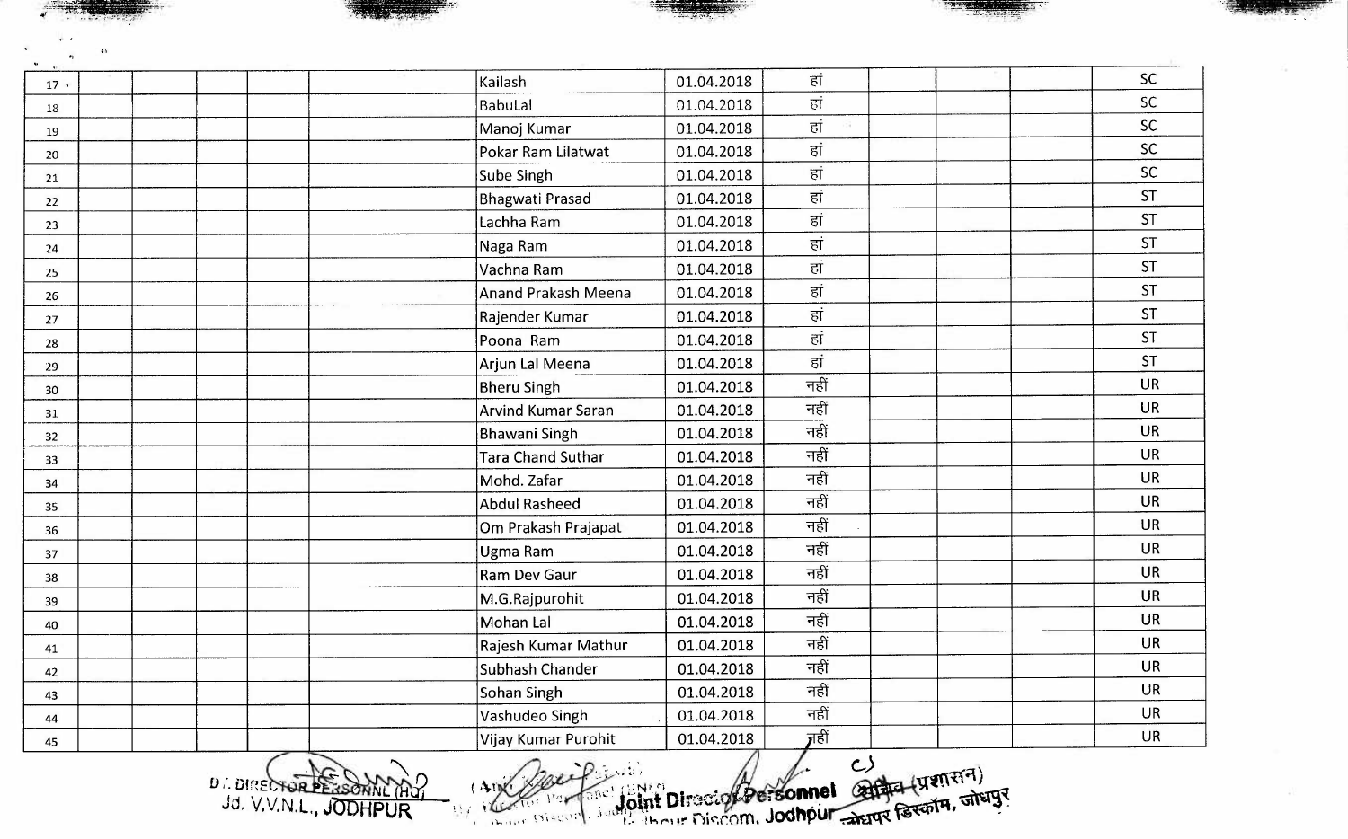| | | | | | | | | | | | |
|---|---|---|---|---|---|---|---|---|---|---|---|
| 17 | | | | | Kailash | 01.04.2018 | हां | | | | SC |
| 18 | | | | | BabuLal | 01.04.2018 | हां | | | | SC |
| 19 | | | | | Manoj Kumar | 01.04.2018 | हां | | | | SC |
| 20 | | | | | Pokar Ram Lilatwat | 01.04.2018 | हां | | | | SC |
| 21 | | | | | Sube Singh | 01.04.2018 | हां | | | | SC |
| 22 | | | | | Bhagwati Prasad | 01.04.2018 | हां | | | | ST |
| 23 | | | | | Lachha Ram | 01.04.2018 | हां | | | | ST |
| 24 | | | | | Naga Ram | 01.04.2018 | हां | | | | ST |
| 25 | | | | | Vachna Ram | 01.04.2018 | हां | | | | ST |
| 26 | | | | | Anand Prakash Meena | 01.04.2018 | हां | | | | ST |
| 27 | | | | | Rajender Kumar | 01.04.2018 | हां | | | | ST |
| 28 | | | | | Poona Ram | 01.04.2018 | हां | | | | ST |
| 29 | | | | | Arjun Lal Meena | 01.04.2018 | हां | | | | ST |
| 30 | | | | | Bheru Singh | 01.04.2018 | नहीं | | | | UR |
| 31 | | | | | Arvind Kumar Saran | 01.04.2018 | नहीं | | | | UR |
| 32 | | | | | Bhawani Singh | 01.04.2018 | नहीं | | | | UR |
| 33 | | | | | Tara Chand Suthar | 01.04.2018 | नहीं | | | | UR |
| 34 | | | | | Mohd. Zafar | 01.04.2018 | नहीं | | | | UR |
| 35 | | | | | Abdul Rasheed | 01.04.2018 | नहीं | | | | UR |
| 36 | | | | | Om Prakash Prajapat | 01.04.2018 | नहीं | | | | UR |
| 37 | | | | | Ugma Ram | 01.04.2018 | नहीं | | | | UR |
| 38 | | | | | Ram Dev Gaur | 01.04.2018 | नहीं | | | | UR |
| 39 | | | | | M.G.Rajpurohit | 01.04.2018 | नहीं | | | | UR |
| 40 | | | | | Mohan Lal | 01.04.2018 | नहीं | | | | UR |
| 41 | | | | | Rajesh Kumar Mathur | 01.04.2018 | नहीं | | | | UR |
| 42 | | | | | Subhash Chander | 01.04.2018 | नहीं | | | | UR |
| 43 | | | | | Sohan Singh | 01.04.2018 | नहीं | | | | UR |
| 44 | | | | | Vashudeo Singh | 01.04.2018 | नहीं | | | | UR |
| 45 | | | | | Vijay Kumar Purohit | 01.04.2018 | नहीं | | | | UR |

Dy. DIRECTOR PERSONNL (HQ) Jd. V.V.N.L., JODHPUR

Joint Director Personnel Jodhpur Discom, Jodhpur

सचिव (प्रशासन) जोधपुर डिस्कॉम, जोधपुर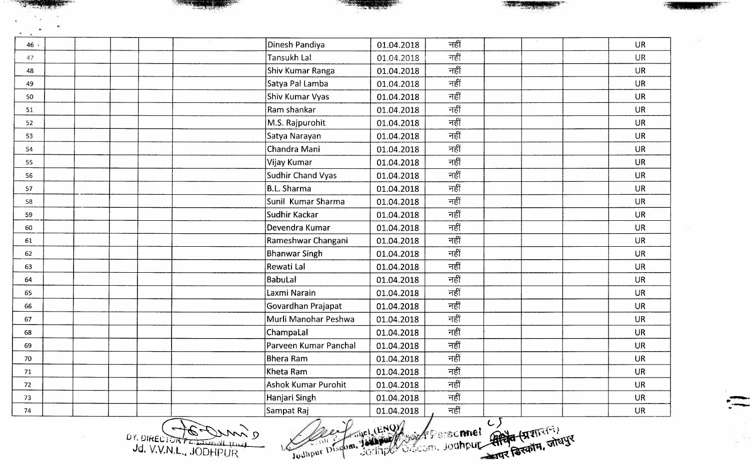| | | | | | | | | | | | | |
|---|---|---|---|---|---|---|---|---|---|---|---|---|
| 46 | | | | | | Dinesh Pandiya | 01.04.2018 | नहीं | | | | UR |
| 47 | | | | | | Tansukh Lal | 01.04.2018 | नहीं | | | | UR |
| 48 | | | | | | Shiv Kumar Ranga | 01.04.2018 | नहीं | | | | UR |
| 49 | | | | | | Satya Pal Lamba | 01.04.2018 | नहीं | | | | UR |
| 50 | | | | | | Shiv Kumar Vyas | 01.04.2018 | नहीं | | | | UR |
| 51 | | | | | | Ram shankar | 01.04.2018 | नहीं | | | | UR |
| 52 | | | | | | M.S. Rajpurohit | 01.04.2018 | नहीं | | | | UR |
| 53 | | | | | | Satya Narayan | 01.04.2018 | नहीं | | | | UR |
| 54 | | | | | | Chandra Mani | 01.04.2018 | नहीं | | | | UR |
| 55 | | | | | | Vijay Kumar | 01.04.2018 | नहीं | | | | UR |
| 56 | | | | | | Sudhir Chand Vyas | 01.04.2018 | नहीं | | | | UR |
| 57 | | | | | | B.L. Sharma | 01.04.2018 | नहीं | | | | UR |
| 58 | | | | | | Sunil Kumar Sharma | 01.04.2018 | नहीं | | | | UR |
| 59 | | | | | | Sudhir Kackar | 01.04.2018 | नहीं | | | | UR |
| 60 | | | | | | Devendra Kumar | 01.04.2018 | नहीं | | | | UR |
| 61 | | | | | | Rameshwar Changani | 01.04.2018 | नहीं | | | | UR |
| 62 | | | | | | Bhanwar Singh | 01.04.2018 | नहीं | | | | UR |
| 63 | | | | | | Rewati Lal | 01.04.2018 | नहीं | | | | UR |
| 64 | | | | | | BabuLal | 01.04.2018 | नहीं | | | | UR |
| 65 | | | | | | Laxmi Narain | 01.04.2018 | नहीं | | | | UR |
| 66 | | | | | | Govardhan Prajapat | 01.04.2018 | नहीं | | | | UR |
| 67 | | | | | | Murli Manohar Peshwa | 01.04.2018 | नहीं | | | | UR |
| 68 | | | | | | ChampaLal | 01.04.2018 | नहीं | | | | UR |
| 69 | | | | | | Parveen Kumar Panchal | 01.04.2018 | नहीं | | | | UR |
| 70 | | | | | | Bhera Ram | 01.04.2018 | नहीं | | | | UR |
| 71 | | | | | | Kheta Ram | 01.04.2018 | नहीं | | | | UR |
| 72 | | | | | | Ashok Kumar Purohit | 01.04.2018 | नहीं | | | | UR |
| 73 | | | | | | Hanjari Singh | 01.04.2018 | नहीं | | | | UR |
| 74 | | | | | | Sampat Raj | 01.04.2018 | नहीं | | | | UR |

DY. DIRECTOR PERSONNEL (HQ)
Jd. V.V.N.L., JODHPUR

Director (Personnel) (ENQ)
Jodhpur Discom, Jodhpur

Personnel
Jodhpur Discom, Jodhpur

सचिव (प्रशासन)
जोधपुर डिस्कॉम, जोधपुर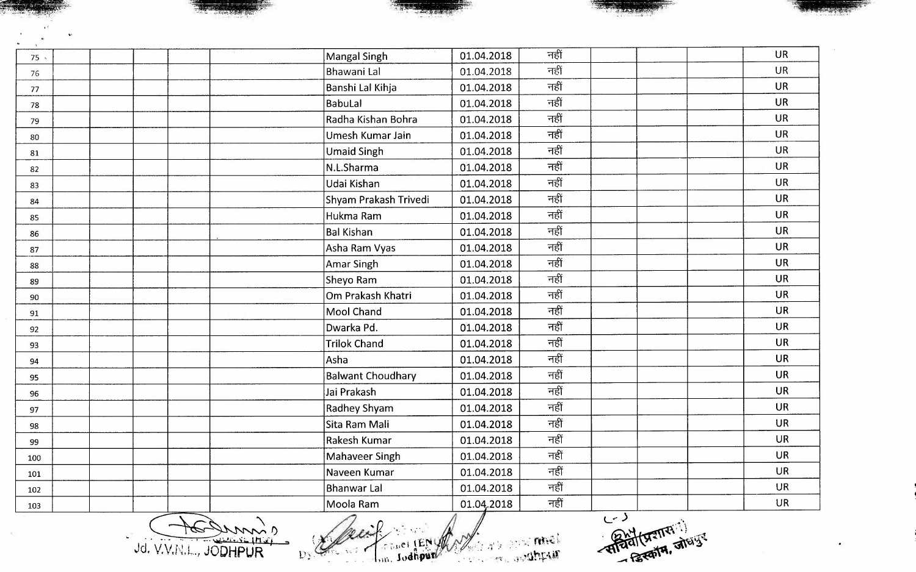| | | | | | | | | | | | | |
|---|---|---|---|---|---|---|---|---|---|---|---|---|
| 75 | | | | | | Mangal Singh | 01.04.2018 | नहीं | | | | UR |
| 76 | | | | | | Bhawani Lal | 01.04.2018 | नहीं | | | | UR |
| 77 | | | | | | Banshi Lal Kihja | 01.04.2018 | नहीं | | | | UR |
| 78 | | | | | | BabuLal | 01.04.2018 | नहीं | | | | UR |
| 79 | | | | | | Radha Kishan Bohra | 01.04.2018 | नहीं | | | | UR |
| 80 | | | | | | Umesh Kumar Jain | 01.04.2018 | नहीं | | | | UR |
| 81 | | | | | | Umaid Singh | 01.04.2018 | नहीं | | | | UR |
| 82 | | | | | | N.L.Sharma | 01.04.2018 | नहीं | | | | UR |
| 83 | | | | | | Udai Kishan | 01.04.2018 | नहीं | | | | UR |
| 84 | | | | | | Shyam Prakash Trivedi | 01.04.2018 | नहीं | | | | UR |
| 85 | | | | | | Hukma Ram | 01.04.2018 | नहीं | | | | UR |
| 86 | | | | | | Bal Kishan | 01.04.2018 | नहीं | | | | UR |
| 87 | | | | | | Asha Ram Vyas | 01.04.2018 | नहीं | | | | UR |
| 88 | | | | | | Amar Singh | 01.04.2018 | नहीं | | | | UR |
| 89 | | | | | | Sheyo Ram | 01.04.2018 | नहीं | | | | UR |
| 90 | | | | | | Om Prakash Khatri | 01.04.2018 | नहीं | | | | UR |
| 91 | | | | | | Mool Chand | 01.04.2018 | नहीं | | | | UR |
| 92 | | | | | | Dwarka Pd. | 01.04.2018 | नहीं | | | | UR |
| 93 | | | | | | Trilok Chand | 01.04.2018 | नहीं | | | | UR |
| 94 | | | | | | Asha | 01.04.2018 | नहीं | | | | UR |
| 95 | | | | | | Balwant Choudhary | 01.04.2018 | नहीं | | | | UR |
| 96 | | | | | | Jai Prakash | 01.04.2018 | नहीं | | | | UR |
| 97 | | | | | | Radhey Shyam | 01.04.2018 | नहीं | | | | UR |
| 98 | | | | | | Sita Ram Mali | 01.04.2018 | नहीं | | | | UR |
| 99 | | | | | | Rakesh Kumar | 01.04.2018 | नहीं | | | | UR |
| 100 | | | | | | Mahaveer Singh | 01.04.2018 | नहीं | | | | UR |
| 101 | | | | | | Naveen Kumar | 01.04.2018 | नहीं | | | | UR |
| 102 | | | | | | Bhanwar Lal | 01.04.2018 | नहीं | | | | UR |
| 103 | | | | | | Moola Ram | 01.04.2018 | नहीं | | | | UR |

Jd. V.V.N.L., JODHPUR

Jodhpur

सचिव (प्रशासन) डिस्कॉम, जोधपुर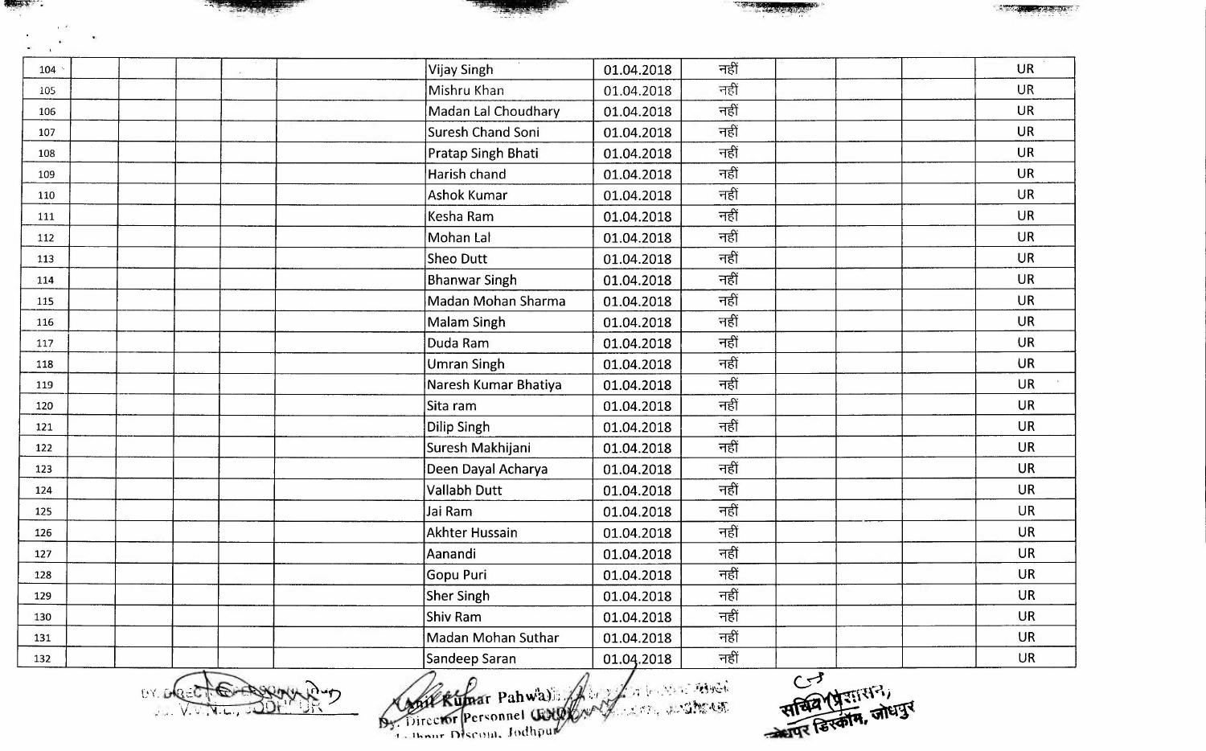| | | | | | | | | | | | | |
|---|---|---|---|---|---|---|---|---|---|---|---|---|
| 104 | | | | | | Vijay Singh | 01.04.2018 | नहीं | | | | UR |
| 105 | | | | | | Mishru Khan | 01.04.2018 | नहीं | | | | UR |
| 106 | | | | | | Madan Lal Choudhary | 01.04.2018 | नहीं | | | | UR |
| 107 | | | | | | Suresh Chand Soni | 01.04.2018 | नहीं | | | | UR |
| 108 | | | | | | Pratap Singh Bhati | 01.04.2018 | नहीं | | | | UR |
| 109 | | | | | | Harish chand | 01.04.2018 | नहीं | | | | UR |
| 110 | | | | | | Ashok Kumar | 01.04.2018 | नहीं | | | | UR |
| 111 | | | | | | Kesha Ram | 01.04.2018 | नहीं | | | | UR |
| 112 | | | | | | Mohan Lal | 01.04.2018 | नहीं | | | | UR |
| 113 | | | | | | Sheo Dutt | 01.04.2018 | नहीं | | | | UR |
| 114 | | | | | | Bhanwar Singh | 01.04.2018 | नहीं | | | | UR |
| 115 | | | | | | Madan Mohan Sharma | 01.04.2018 | नहीं | | | | UR |
| 116 | | | | | | Malam Singh | 01.04.2018 | नहीं | | | | UR |
| 117 | | | | | | Duda Ram | 01.04.2018 | नहीं | | | | UR |
| 118 | | | | | | Umran Singh | 01.04.2018 | नहीं | | | | UR |
| 119 | | | | | | Naresh Kumar Bhatiya | 01.04.2018 | नहीं | | | | UR |
| 120 | | | | | | Sita ram | 01.04.2018 | नहीं | | | | UR |
| 121 | | | | | | Dilip Singh | 01.04.2018 | नहीं | | | | UR |
| 122 | | | | | | Suresh Makhijani | 01.04.2018 | नहीं | | | | UR |
| 123 | | | | | | Deen Dayal Acharya | 01.04.2018 | नहीं | | | | UR |
| 124 | | | | | | Vallabh Dutt | 01.04.2018 | नहीं | | | | UR |
| 125 | | | | | | Jai Ram | 01.04.2018 | नहीं | | | | UR |
| 126 | | | | | | Akhter Hussain | 01.04.2018 | नहीं | | | | UR |
| 127 | | | | | | Aanandi | 01.04.2018 | नहीं | | | | UR |
| 128 | | | | | | Gopu Puri | 01.04.2018 | नहीं | | | | UR |
| 129 | | | | | | Sher Singh | 01.04.2018 | नहीं | | | | UR |
| 130 | | | | | | Shiv Ram | 01.04.2018 | नहीं | | | | UR |
| 131 | | | | | | Madan Mohan Suthar | 01.04.2018 | नहीं | | | | UR |
| 132 | | | | | | Sandeep Saran | 01.04.2018 | नहीं | | | | UR |

DY. DIRECTOR PERSONNEL (Admn.)
J.V.V.N.L., JODHPUR

Anil Kumar Pahwa
Dy. Director Personnel (Admn.)
Jodhpur Discom, Jodhpur

सचिव (प्रशासन),
जोधपुर डिस्कॉम, जोधपुर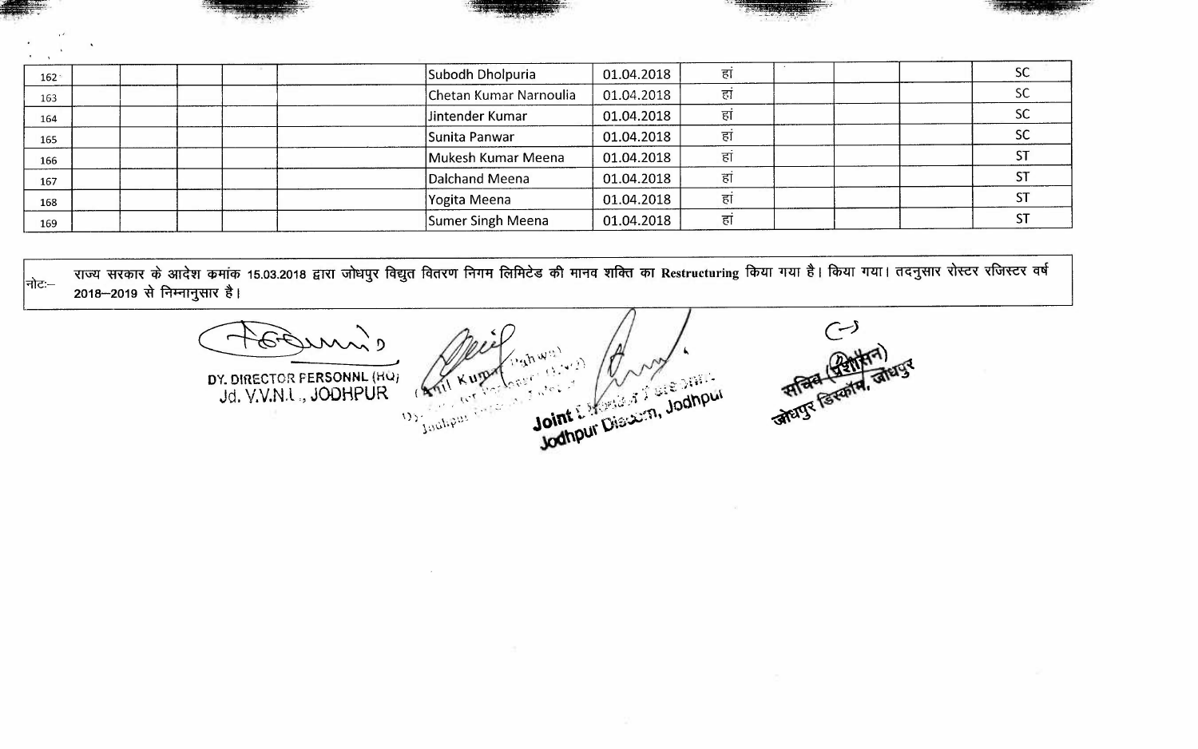| | | | | | | | | | | | | | |
|---|---|---|---|---|---|---|---|---|---|---|---|---|---|
| 162 | | | | | | Subodh Dholpuria | 01.04.2018 | हां | | | | SC |
| 163 | | | | | | Chetan Kumar Narnoulia | 01.04.2018 | हां | | | | SC |
| 164 | | | | | | Jintender Kumar | 01.04.2018 | हां | | | | SC |
| 165 | | | | | | Sunita Panwar | 01.04.2018 | हां | | | | SC |
| 166 | | | | | | Mukesh Kumar Meena | 01.04.2018 | हां | | | | ST |
| 167 | | | | | | Dalchand Meena | 01.04.2018 | हां | | | | ST |
| 168 | | | | | | Yogita Meena | 01.04.2018 | हां | | | | ST |
| 169 | | | | | | Sumer Singh Meena | 01.04.2018 | हां | | | | ST |

नोटः— राज्य सरकार के आदेश कमांक 15.03.2018 द्वारा जोधपुर विद्युत वितरण निगम लिमिटेड की मानव शक्ति का **Restructuring** किया गया है। किया गया। तदनुसार रोस्टर रजिस्टर वर्ष 2018—2019 से निम्नानुसार है।

DY. DIRECTOR PERSONNL (HQ)
Jd. V.V.N.L., JODHPUR

(Anil Kumar Pahwa)
Dy. Director Personnel (Estt.)
Jodhpur Discom, Jodhpur

Joint Director Personnel
Jodhpur Discom, Jodhpur

सचिव (प्रशासन)
जोधपुर डिस्कॉम, जोधपुर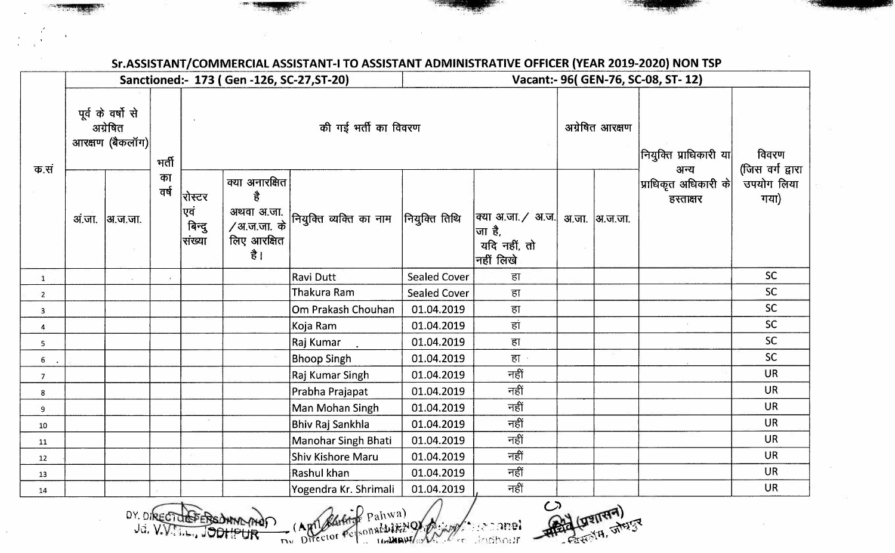**Sr.ASSISTANT/COMMERCIAL ASSISTANT-I TO ASSISTANT ADMINISTRATIVE OFFICER (YEAR 2019-2020) NON TSP**

| क.सं | Sanctioned:- 173 ( Gen -126, SC-27,ST-20) | | | | | | | Vacant:- 96( GEN-76, SC-08, ST- 12) | | | | |
|---|---|---|---|---|---|---|---|---|---|---|---|---|
| | पूर्व के वर्षो से अग्रेषित आरक्षण (बैकलॉग) | | भर्ती का वर्ष | की गई भर्ती का विवरण | | | | | अग्रेषित आरक्षण | | नियुक्ति प्राधिकारी या अन्य प्राधिकृत अधिकारी के हस्ताक्षर | विवरण (जिस वर्ग द्वारा उपयोग लिया गया) |
| | अं.जा. | अ.ज.जा. | | रोस्टर एवं बिन्दु संख्या | क्या अनारक्षित है अथवा अ.जा. /अ.ज.जा. के लिए आरक्षित है। | नियुक्ति व्यक्ति का नाम | नियुक्ति तिथि | क्या अ.जा./ अ.ज. जा है, यदि नहीं, तो नहीं लिखे | अ.जा. | अ.ज.जा. | | |
| 1 | | | | | | Ravi Dutt | Sealed Cover | हा | | | | SC |
| 2 | | | | | | Thakura Ram | Sealed Cover | हा | | | | SC |
| 3 | | | | | | Om Prakash Chouhan | 01.04.2019 | हा | | | | SC |
| 4 | | | | | | Koja Ram | 01.04.2019 | हा | | | | SC |
| 5 | | | | | | Raj Kumar | 01.04.2019 | हा | | | | SC |
| 6 | | | | | | Bhoop Singh | 01.04.2019 | हा | | | | SC |
| 7 | | | | | | Raj Kumar Singh | 01.04.2019 | नहीं | | | | UR |
| 8 | | | | | | Prabha Prajapat | 01.04.2019 | नहीं | | | | UR |
| 9 | | | | | | Man Mohan Singh | 01.04.2019 | नहीं | | | | UR |
| 10 | | | | | | Bhiv Raj Sankhla | 01.04.2019 | नहीं | | | | UR |
| 11 | | | | | | Manohar Singh Bhati | 01.04.2019 | नहीं | | | | UR |
| 12 | | | | | | Shiv Kishore Maru | 01.04.2019 | नहीं | | | | UR |
| 13 | | | | | | Rashul khan | 01.04.2019 | नहीं | | | | UR |
| 14 | | | | | | Yogendra Kr. Shrimali | 01.04.2019 | नहीं | | | | UR |

DY. DIRECTOR PERSONNEL (HQ) Jd. V.V.N.L., JODHPUR

(Anil Kumar Pahwa) Dy. Director Personnel (ENQ) Jodhpur

सचिव (प्रशासन) जोधपुर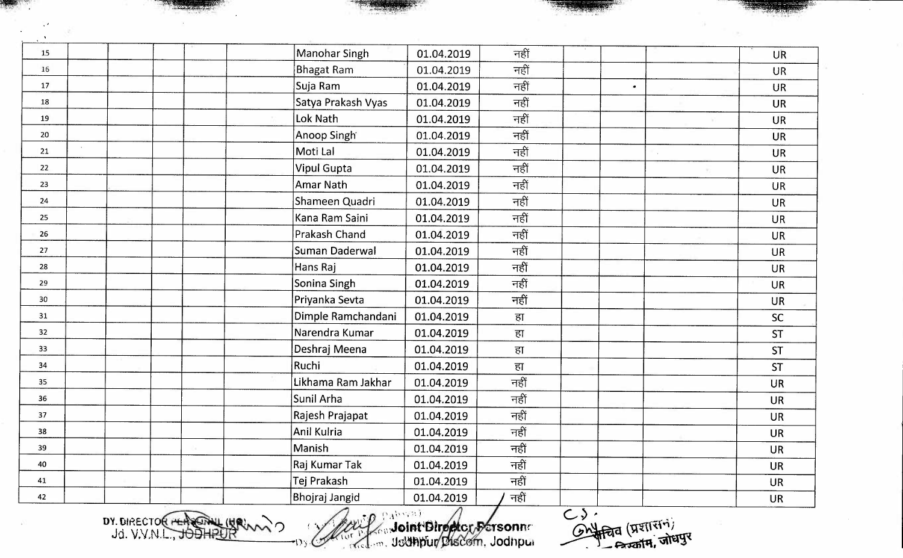| | | | | | | | | | | | | |
|---|---|---|---|---|---|---|---|---|---|---|---|---|
| 15 | | | | | | Manohar Singh | 01.04.2019 | नहीं | | | | UR |
| 16 | | | | | | Bhagat Ram | 01.04.2019 | नहीं | | | | UR |
| 17 | | | | | | Suja Ram | 01.04.2019 | नहीं | | | | UR |
| 18 | | | | | | Satya Prakash Vyas | 01.04.2019 | नहीं | | | | UR |
| 19 | | | | | | Lok Nath | 01.04.2019 | नहीं | | | | UR |
| 20 | | | | | | Anoop Singh | 01.04.2019 | नहीं | | | | UR |
| 21 | | | | | | Moti Lal | 01.04.2019 | नहीं | | | | UR |
| 22 | | | | | | Vipul Gupta | 01.04.2019 | नहीं | | | | UR |
| 23 | | | | | | Amar Nath | 01.04.2019 | नहीं | | | | UR |
| 24 | | | | | | Shameen Quadri | 01.04.2019 | नहीं | | | | UR |
| 25 | | | | | | Kana Ram Saini | 01.04.2019 | नहीं | | | | UR |
| 26 | | | | | | Prakash Chand | 01.04.2019 | नहीं | | | | UR |
| 27 | | | | | | Suman Daderwal | 01.04.2019 | नहीं | | | | UR |
| 28 | | | | | | Hans Raj | 01.04.2019 | नहीं | | | | UR |
| 29 | | | | | | Sonina Singh | 01.04.2019 | नहीं | | | | UR |
| 30 | | | | | | Priyanka Sevta | 01.04.2019 | नहीं | | | | UR |
| 31 | | | | | | Dimple Ramchandani | 01.04.2019 | हा | | | | SC |
| 32 | | | | | | Narendra Kumar | 01.04.2019 | हा | | | | ST |
| 33 | | | | | | Deshraj Meena | 01.04.2019 | हा | | | | ST |
| 34 | | | | | | Ruchi | 01.04.2019 | हा | | | | ST |
| 35 | | | | | | Likhama Ram Jakhar | 01.04.2019 | नहीं | | | | UR |
| 36 | | | | | | Sunil Arha | 01.04.2019 | नहीं | | | | UR |
| 37 | | | | | | Rajesh Prajapat | 01.04.2019 | नहीं | | | | UR |
| 38 | | | | | | Anil Kulria | 01.04.2019 | नहीं | | | | UR |
| 39 | | | | | | Manish | 01.04.2019 | नहीं | | | | UR |
| 40 | | | | | | Raj Kumar Tak | 01.04.2019 | नहीं | | | | UR |
| 41 | | | | | | Tej Prakash | 01.04.2019 | नहीं | | | | UR |
| 42 | | | | | | Bhojraj Jangid | 01.04.2019 | नहीं | | | | UR |

DY. DIRECTOR PERSONNEL (HR)
Jd. V.V.N.L., JODHPUR

Joint Director Personnel
Jodhpur Discom, Jodhpur

सचिव (प्रशासन)
डिस्काम, जोधपुर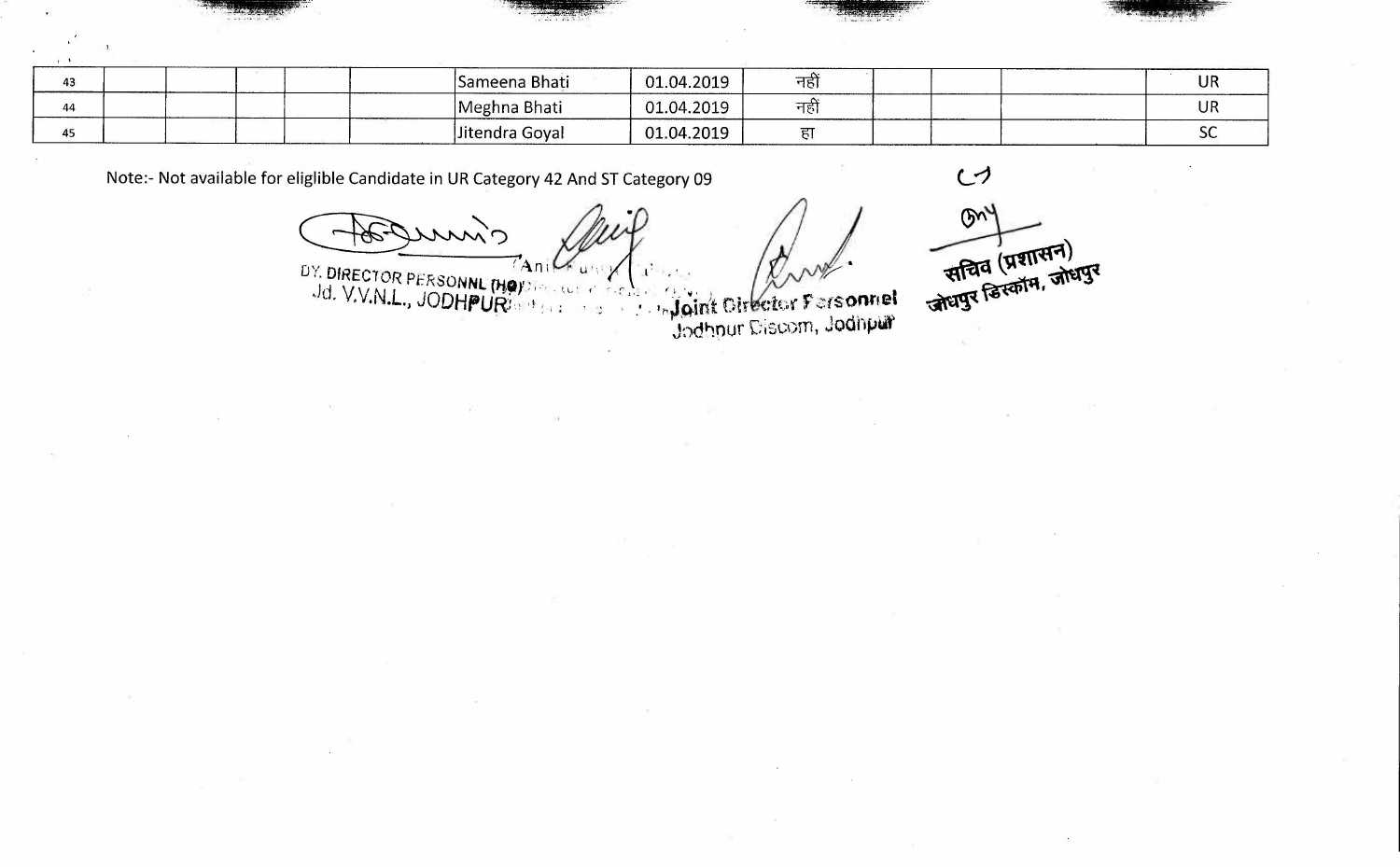| | | | | | | | | | | | | |
|---|---|---|---|---|---|---|---|---|---|---|---|---|
| 43 | | | | | | Sameena Bhati | 01.04.2019 | नहीं | | | | UR |
| 44 | | | | | | Meghna Bhati | 01.04.2019 | नहीं | | | | UR |
| 45 | | | | | | Jitendra Goyal | 01.04.2019 | हा | | | | SC |

Note:- Not available for eligible Candidate in UR Category 42 And ST Category 09

DY. DIRECTOR PERSONNL (HQ)
Jd. V.V.N.L., JODHPUR

Joint Director Personnel
Jodhpur Discom, Jodhpur

सचिव (प्रशासन)
जोधपुर डिस्कॉम, जोधपुर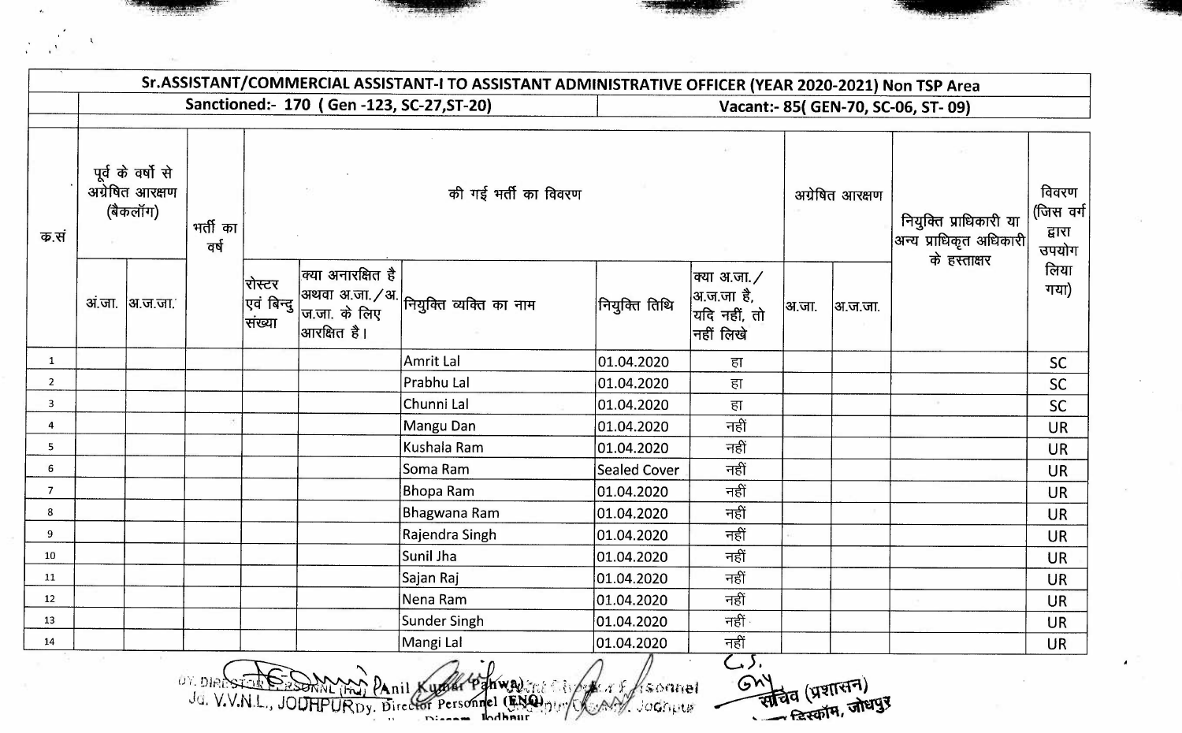**Sr.ASSISTANT/COMMERCIAL ASSISTANT-I TO ASSISTANT ADMINISTRATIVE OFFICER (YEAR 2020-2021) Non TSP Area**

**Sanctioned:- 170 ( Gen -123, SC-27,ST-20)** | **Vacant:- 85( GEN-70, SC-06, ST- 09)**

| क.सं | पूर्व के वर्षो से अग्रेषित आरक्षण (बैकलॉग) | | भर्ती का वर्ष | की गई भर्ती का विवरण | | | | | अग्रेषित आरक्षण | | नियुक्ति प्राधिकारी या अन्य प्राधिकृत अधिकारी के हस्ताक्षर | विवरण (जिस वर्ग द्वारा उपयोग लिया गया) |
|---|---|---|---|---|---|---|---|---|---|---|---|---|
| | अं.जा. | अ.ज.जा. | | रोस्टर एवं बिन्दु संख्या | क्या अनारक्षित है अथवा अ.जा./अ.ज.जा. के लिए आरक्षित है। | नियुक्ति व्यक्ति का नाम | नियुक्ति तिथि | क्या अ.जा./अ.ज.जा है, यदि नहीं, तो नहीं लिखे | अ.जा. | अ.ज.जा. | | |
| 1 | | | | | | Amrit Lal | 01.04.2020 | हा | | | | SC |
| 2 | | | | | | Prabhu Lal | 01.04.2020 | हा | | | | SC |
| 3 | | | | | | Chunni Lal | 01.04.2020 | हा | | | | SC |
| 4 | | | | | | Mangu Dan | 01.04.2020 | नहीं | | | | UR |
| 5 | | | | | | Kushala Ram | 01.04.2020 | नहीं | | | | UR |
| 6 | | | | | | Soma Ram | Sealed Cover | नहीं | | | | UR |
| 7 | | | | | | Bhopa Ram | 01.04.2020 | नहीं | | | | UR |
| 8 | | | | | | Bhagwana Ram | 01.04.2020 | नहीं | | | | UR |
| 9 | | | | | | Rajendra Singh | 01.04.2020 | नहीं | | | | UR |
| 10 | | | | | | Sunil Jha | 01.04.2020 | नहीं | | | | UR |
| 11 | | | | | | Sajan Raj | 01.04.2020 | नहीं | | | | UR |
| 12 | | | | | | Nena Ram | 01.04.2020 | नहीं | | | | UR |
| 13 | | | | | | Sunder Singh | 01.04.2020 | नहीं | | | | UR |
| 14 | | | | | | Mangi Lal | 01.04.2020 | नहीं | | | | UR |

DY. DIRECTOR PERSONNEL (HQ) Jd. V.V.N.L., JODHPUR

Anil Kumar Panwar Dy. Director Personnel (ENQ) Discom Jodhpur

सचिव (प्रशासन) डिस्कॉम, जोधपुर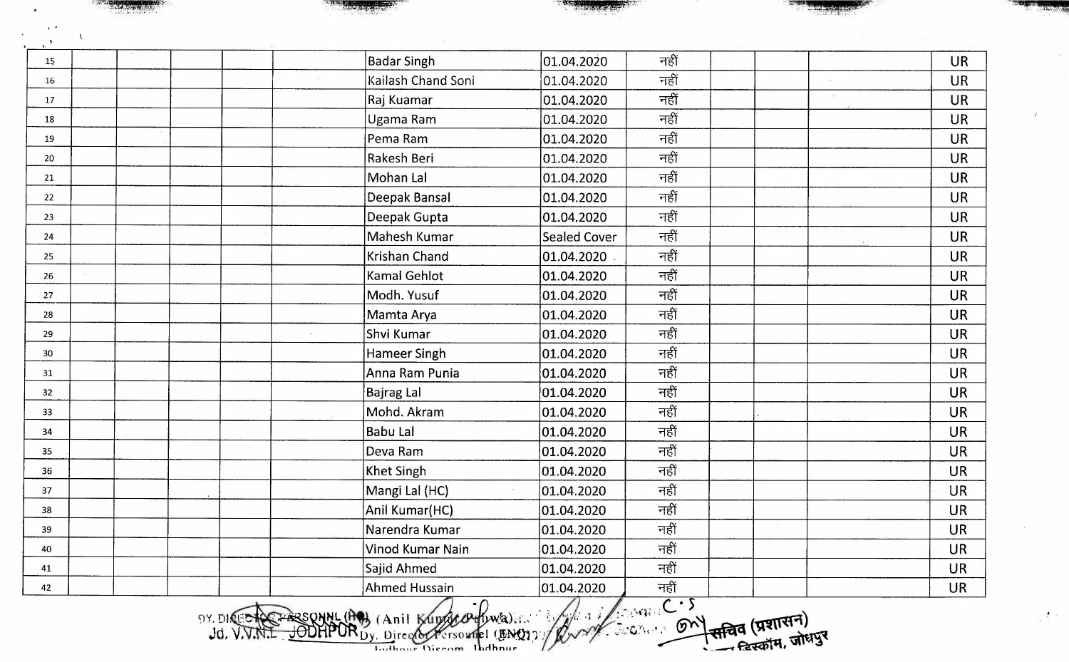| | | | | | | | | | | | | |
|---|---|---|---|---|---|---|---|---|---|---|---|---|
| 15 | | | | | | Badar Singh | 01.04.2020 | नहीं | | | | UR |
| 16 | | | | | | Kailash Chand Soni | 01.04.2020 | नहीं | | | | UR |
| 17 | | | | | | Raj Kuamar | 01.04.2020 | नहीं | | | | UR |
| 18 | | | | | | Ugama Ram | 01.04.2020 | नहीं | | | | UR |
| 19 | | | | | | Pema Ram | 01.04.2020 | नहीं | | | | UR |
| 20 | | | | | | Rakesh Beri | 01.04.2020 | नहीं | | | | UR |
| 21 | | | | | | Mohan Lal | 01.04.2020 | नहीं | | | | UR |
| 22 | | | | | | Deepak Bansal | 01.04.2020 | नहीं | | | | UR |
| 23 | | | | | | Deepak Gupta | 01.04.2020 | नहीं | | | | UR |
| 24 | | | | | | Mahesh Kumar | Sealed Cover | नहीं | | | | UR |
| 25 | | | | | | Krishan Chand | 01.04.2020 | नहीं | | | | UR |
| 26 | | | | | | Kamal Gehlot | 01.04.2020 | नहीं | | | | UR |
| 27 | | | | | | Modh. Yusuf | 01.04.2020 | नहीं | | | | UR |
| 28 | | | | | | Mamta Arya | 01.04.2020 | नहीं | | | | UR |
| 29 | | | | | | Shvi Kumar | 01.04.2020 | नहीं | | | | UR |
| 30 | | | | | | Hameer Singh | 01.04.2020 | नहीं | | | | UR |
| 31 | | | | | | Anna Ram Punia | 01.04.2020 | नहीं | | | | UR |
| 32 | | | | | | Bajrag Lal | 01.04.2020 | नहीं | | | | UR |
| 33 | | | | | | Mohd. Akram | 01.04.2020 | नहीं | | | | UR |
| 34 | | | | | | Babu Lal | 01.04.2020 | नहीं | | | | UR |
| 35 | | | | | | Deva Ram | 01.04.2020 | नहीं | | | | UR |
| 36 | | | | | | Khet Singh | 01.04.2020 | नहीं | | | | UR |
| 37 | | | | | | Mangi Lal (HC) | 01.04.2020 | नहीं | | | | UR |
| 38 | | | | | | Anil Kumar(HC) | 01.04.2020 | नहीं | | | | UR |
| 39 | | | | | | Narendra Kumar | 01.04.2020 | नहीं | | | | UR |
| 40 | | | | | | Vinod Kumar Nain | 01.04.2020 | नहीं | | | | UR |
| 41 | | | | | | Sajid Ahmed | 01.04.2020 | नहीं | | | | UR |
| 42 | | | | | | Ahmed Hussain | 01.04.2020 | नहीं | | | | UR |

DY. DIRECTOR PERSONNEL (HQ) Jd. V.V.N.L. JODHPUR

(Anil Kumar Punwa) Dy. Director Personnel (ENQ) Jodhpur Discom, Jodhpur

सचिव (प्रशासन) डिस्कॉम, जोधपुर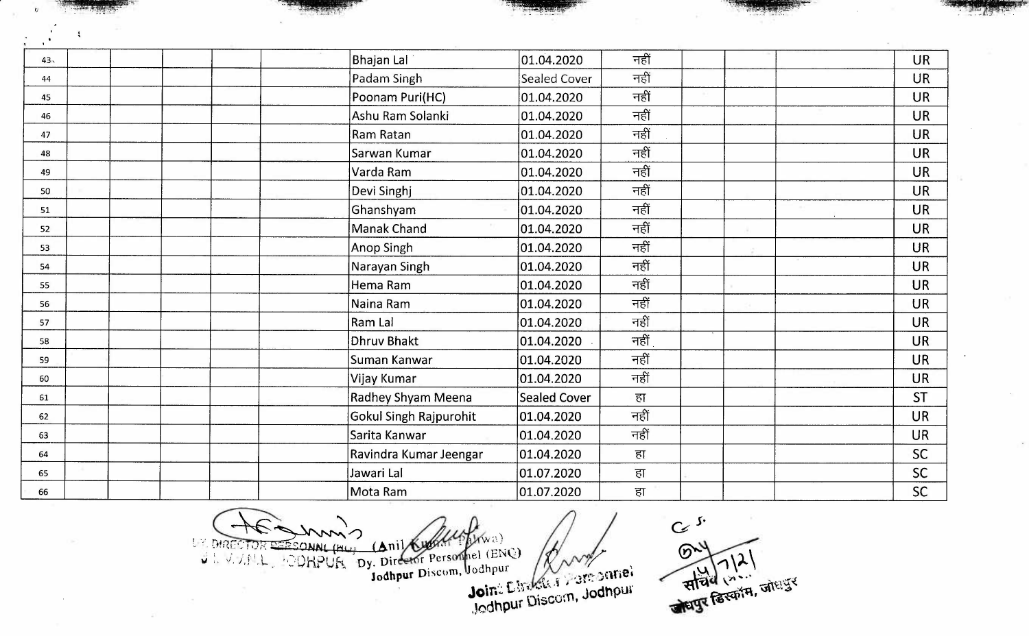| | | | | | | | | | | | | |
|---|---|---|---|---|---|---|---|---|---|---|---|---|
| 43 | | | | | | Bhajan Lal | 01.04.2020 | नहीं | | | | UR |
| 44 | | | | | | Padam Singh | Sealed Cover | नहीं | | | | UR |
| 45 | | | | | | Poonam Puri(HC) | 01.04.2020 | नहीं | | | | UR |
| 46 | | | | | | Ashu Ram Solanki | 01.04.2020 | नहीं | | | | UR |
| 47 | | | | | | Ram Ratan | 01.04.2020 | नहीं | | | | UR |
| 48 | | | | | | Sarwan Kumar | 01.04.2020 | नहीं | | | | UR |
| 49 | | | | | | Varda Ram | 01.04.2020 | नहीं | | | | UR |
| 50 | | | | | | Devi Singhj | 01.04.2020 | नहीं | | | | UR |
| 51 | | | | | | Ghanshyam | 01.04.2020 | नहीं | | | | UR |
| 52 | | | | | | Manak Chand | 01.04.2020 | नहीं | | | | UR |
| 53 | | | | | | Anop Singh | 01.04.2020 | नहीं | | | | UR |
| 54 | | | | | | Narayan Singh | 01.04.2020 | नहीं | | | | UR |
| 55 | | | | | | Hema Ram | 01.04.2020 | नहीं | | | | UR |
| 56 | | | | | | Naina Ram | 01.04.2020 | नहीं | | | | UR |
| 57 | | | | | | Ram Lal | 01.04.2020 | नहीं | | | | UR |
| 58 | | | | | | Dhruv Bhakt | 01.04.2020 | नहीं | | | | UR |
| 59 | | | | | | Suman Kanwar | 01.04.2020 | नहीं | | | | UR |
| 60 | | | | | | Vijay Kumar | 01.04.2020 | नहीं | | | | UR |
| 61 | | | | | | Radhey Shyam Meena | Sealed Cover | हा | | | | ST |
| 62 | | | | | | Gokul Singh Rajpurohit | 01.04.2020 | नहीं | | | | UR |
| 63 | | | | | | Sarita Kanwar | 01.04.2020 | नहीं | | | | UR |
| 64 | | | | | | Ravindra Kumar Jeengar | 01.04.2020 | हा | | | | SC |
| 65 | | | | | | Jawari Lal | 01.07.2020 | हा | | | | SC |
| 66 | | | | | | Mota Ram | 01.07.2020 | हा | | | | SC |

Dy. DIRECTOR PERSONNEL (HQ) J.V.V.N.L. JODHPUR

(Anil Kumar Paliwal) Dy. Director Personnel (ENQ) Jodhpur Discom, Jodhpur

Joint Director Personnel Jodhpur Discom, Jodhpur

14/7/21 सचिव (प्रशा.) जोधपुर डिस्कॉम, जोधपुर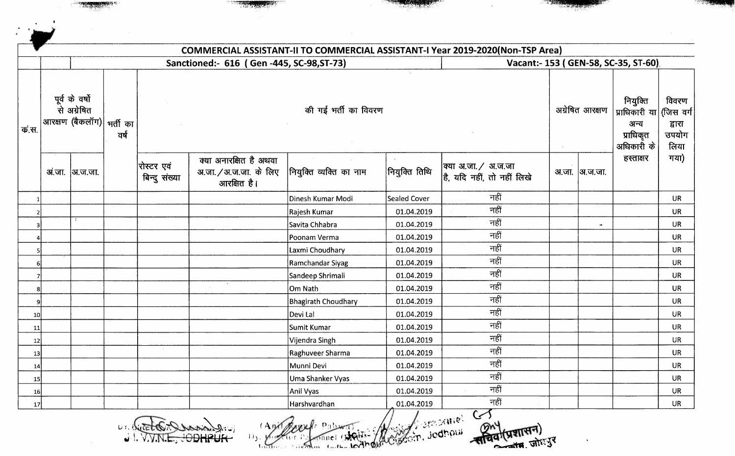| | | | | | | COMMERCIAL ASSISTANT-II TO COMMERCIAL ASSISTANT-I Year 2019-2020(Non-TSP Area) | | | | | | |
|---|---|---|---|---|---|---|---|---|---|---|---|---|
| | | Sanctioned:- 616 ( Gen -445, SC-98,ST-73) | | | | | | Vacant:- 153 ( GEN-58, SC-35, ST-60) | | | | |
| क्र.स. | पूर्व के वर्षो से अग्रेषित आरक्षण (बैकलॉग) | | भर्ती का वर्ष | की गई भर्ती का विवरण | | | | | अग्रेषित आरक्षण | | नियुक्ति प्राधिकारी या अन्य प्राधिकृत अधिकारी के हस्ताक्षर | विवरण (जिस वर्ग द्वारा उपयोग लिया गया) |
| | अं.जा. | अ.ज.जा. | | रोस्टर एवं बिन्दु संख्या | क्या अनारक्षित है अथवा अ.जा./अ.ज.जा. के लिए आरक्षित है। | नियुक्त व्यक्ति का नाम | नियुक्ति तिथि | क्या अ.जा./ अ.ज.जा है, यदि नहीं, तो नहीं लिखे | अ.जा. | अ.ज.जा. | | |
| 1 | | | | | | Dinesh Kumar Modi | Sealed Cover | नहीं | | | | UR |
| 2 | | | | | | Rajesh Kumar | 01.04.2019 | नहीं | | | | UR |
| 3 | | | | | | Savita Chhabra | 01.04.2019 | नहीं | | - | | UR |
| 4 | | | | | | Poonam Verma | 01.04.2019 | नहीं | | | | UR |
| 5 | | | | | | Laxmi Choudhary | 01.04.2019 | नहीं | | | | UR |
| 6 | | | | | | Ramchandar Siyag | 01.04.2019 | नहीं | | | | UR |
| 7 | | | | | | Sandeep Shrimali | 01.04.2019 | नहीं | | | | UR |
| 8 | | | | | | Om Nath | 01.04.2019 | नहीं | | | | UR |
| 9 | | | | | | Bhagirath Choudhary | 01.04.2019 | नहीं | | | | UR |
| 10 | | | | | | Devi Lal | 01.04.2019 | नहीं | | | | UR |
| 11 | | | | | | Sumit Kumar | 01.04.2019 | नहीं | | | | UR |
| 12 | | | | | | Vijendra Singh | 01.04.2019 | नहीं | | | | UR |
| 13 | | | | | | Raghuveer Sharma | 01.04.2019 | नहीं | | | | UR |
| 14 | | | | | | Munni Devi | 01.04.2019 | नहीं | | | | UR |
| 15 | | | | | | Uma Shanker Vyas | 01.04.2019 | नहीं | | | | UR |
| 16 | | | | | | Anil Vyas | 01.04.2019 | नहीं | | | | UR |
| 17 | | | | | | Harshvardhan | 01.04.2019 | नहीं | | | | UR |

Dy. Director (Personnel) J.V.V.N.L., JODHPUR

(Anil Kumar Palwal) Dy. Director Personnel (Admin.) Jodhpur Discom, Jodhpur

सचिव (प्रशासन) डिस्कॉम, जोधपुर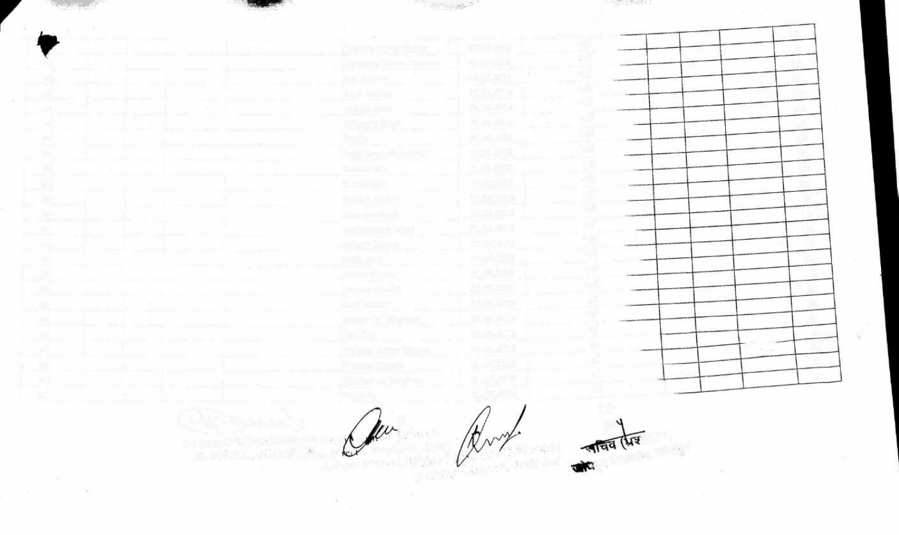सचिव (प्र